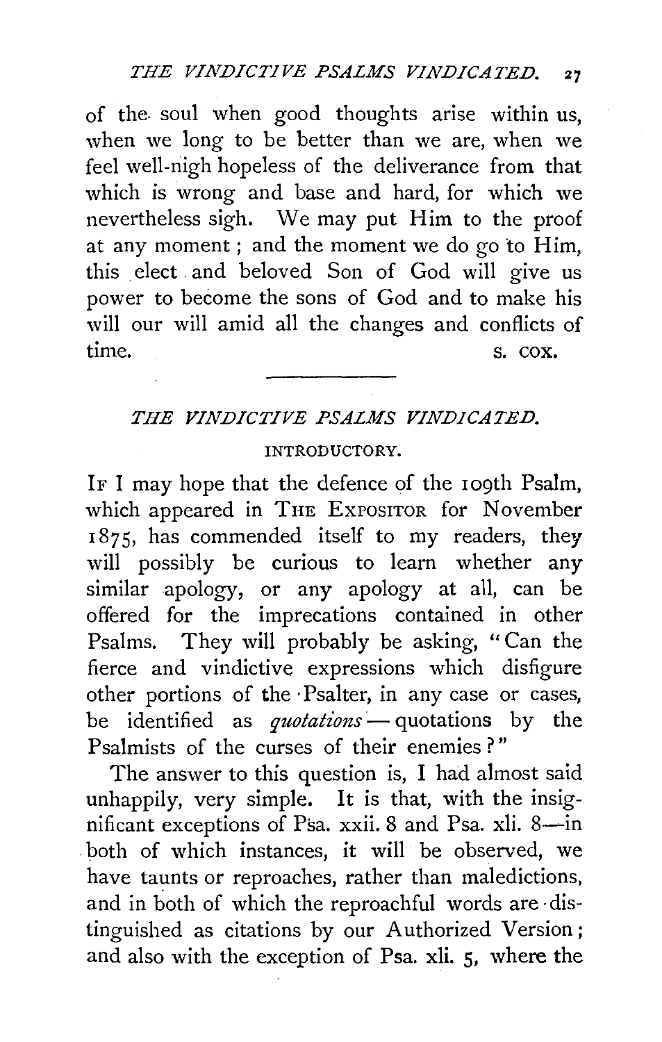of the soul when good thoughts arise within us, when we long to be better than we are, when we feel well-nigh hopeless of the deliverance from that which is wrong and base and hard, for which we nevertheless sigh. We may put Him to the proof at any moment; and the moment we do go to Him, this elect and beloved Son of God will give us power to become the sons of God and to make his will our will amid all the changes and conflicts of time.

S. COX.

---

## *THE VINDICTIVE PSALMS VINDICATED.*

### INTRODUCTORY.

IF I may hope that the defence of the 109th Psalm, which appeared in THE EXPOSITOR for November 1875, has commended itself to my readers, they will possibly be curious to learn whether any similar apology, or any apology at all, can be offered for the imprecations contained in other Psalms. They will probably be asking, "Can the fierce and vindictive expressions which disfigure other portions of the Psalter, in any case or cases, be identified as *quotations* — quotations by the Psalmists of the curses of their enemies?"

The answer to this question is, I had almost said unhappily, very simple. It is that, with the insignificant exceptions of Psa. xxii. 8 and Psa. xli. 8—in both of which instances, it will be observed, we have taunts or reproaches, rather than maledictions, and in both of which the reproachful words are distinguished as citations by our Authorized Version; and also with the exception of Psa. xli. 5, where the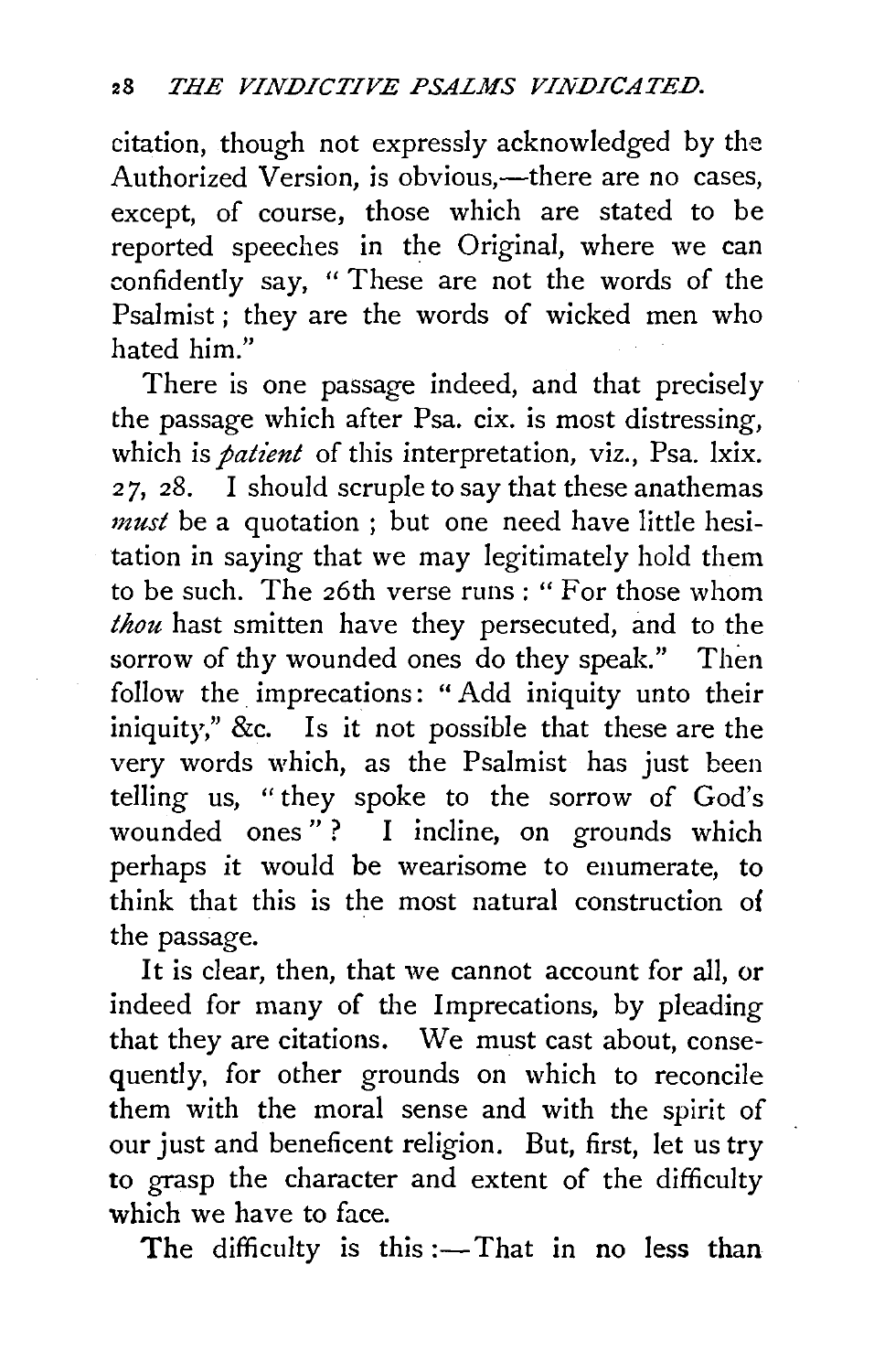citation, though not expressly acknowledged by the Authorized Version, is obvious,—there are no cases, except, of course, those which are stated to be reported speeches in the Original, where we can confidently say, "These are not the words of the Psalmist; they are the words of wicked men who hated him."

There is one passage indeed, and that precisely the passage which after Psa. cix. is most distressing, which is *patient* of this interpretation, viz., Psa. lxix. 27, 28. I should scruple to say that these anathemas *must* be a quotation; but one need have little hesitation in saying that we may legitimately hold them to be such. The 26th verse runs: "For those whom *thou* hast smitten have they persecuted, and to the sorrow of thy wounded ones do they speak." Then follow the imprecations: "Add iniquity unto their iniquity," &c. Is it not possible that these are the very words which, as the Psalmist has just been telling us, "they spoke to the sorrow of God's wounded ones"? I incline, on grounds which perhaps it would be wearisome to enumerate, to think that this is the most natural construction of the passage.

It is clear, then, that we cannot account for all, or indeed for many of the Imprecations, by pleading that they are citations. We must cast about, consequently, for other grounds on which to reconcile them with the moral sense and with the spirit of our just and beneficent religion. But, first, let us try to grasp the character and extent of the difficulty which we have to face.

The difficulty is this:—That in no less than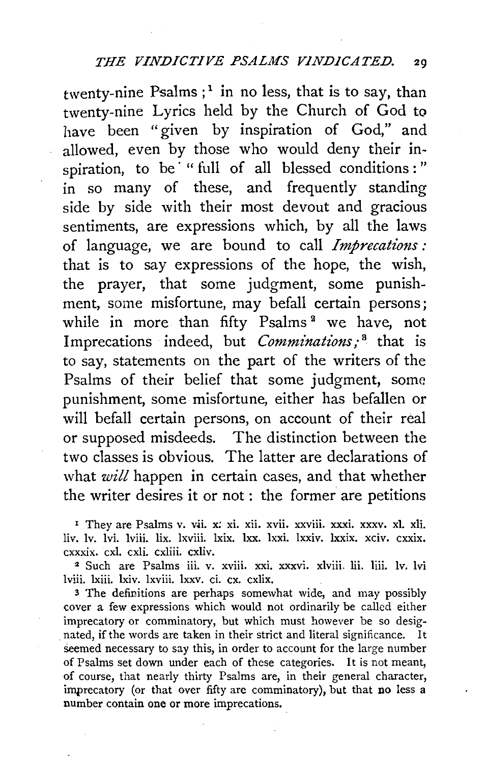twenty-nine Psalms ;[1] in no less, that is to say, than twenty-nine Lyrics held by the Church of God to have been "given by inspiration of God," and allowed, even by those who would deny their inspiration, to be "full of all blessed conditions:" in so many of these, and frequently standing side by side with their most devout and gracious sentiments, are expressions which, by all the laws of language, we are bound to call *Imprecations:* that is to say expressions of the hope, the wish, the prayer, that some judgment, some punishment, some misfortune, may befall certain persons; while in more than fifty Psalms[2] we have, not Imprecations indeed, but *Comminations;*[3] that is to say, statements on the part of the writers of the Psalms of their belief that some judgment, some punishment, some misfortune, either has befallen or will befall certain persons, on account of their real or supposed misdeeds. The distinction between the two classes is obvious. The latter are declarations of what *will* happen in certain cases, and that whether the writer desires it or not: the former are petitions

[1] They are Psalms v. vii. x: xi. xii. xvii. xxviii. xxxi. xxxv. xl. xli. liv. lv. lvi. lviii. lix. lxviii. lxix. lxx. lxxi. lxxiv. lxxix. xciv. cxxix. cxxxix. cxl. cxli. cxliii. cxliv.

[2] Such are Psalms iii. v. xviii. xxi. xxxvi. xlviii. lii. liii. lv. lvi lviii. lxiii. lxiv. lxviii. lxxv. ci. cx. cxlix.

[3] The definitions are perhaps somewhat wide, and may possibly cover a few expressions which would not ordinarily be called either imprecatory or comminatory, but which must however be so designated, if the words are taken in their strict and literal significance. It seemed necessary to say this, in order to account for the large number of Psalms set down under each of these categories. It is not meant, of course, that nearly thirty Psalms are, in their general character, imprecatory (or that over fifty are comminatory), but that no less a number contain one or more imprecations.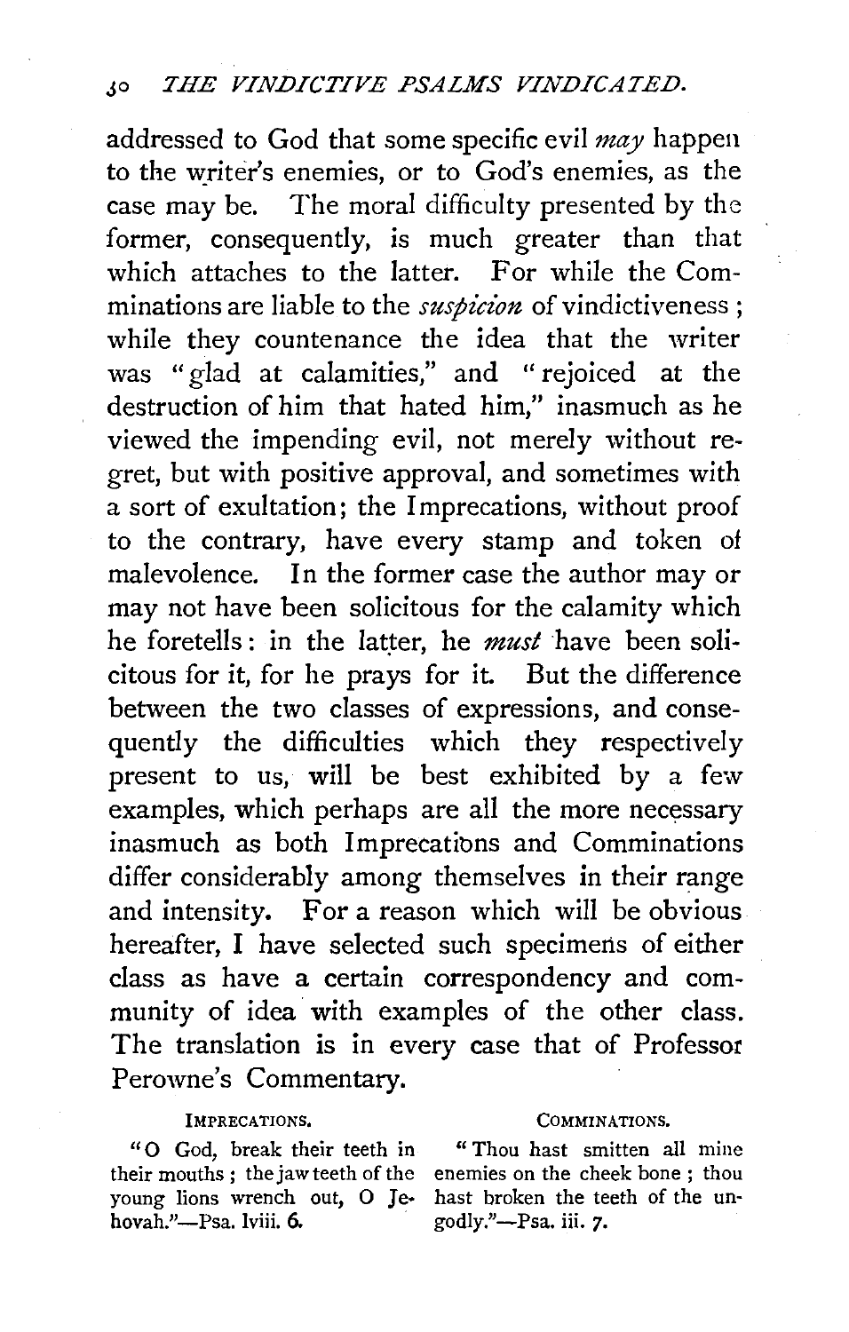addressed to God that some specific evil *may* happen to the writer's enemies, or to God's enemies, as the case may be. The moral difficulty presented by the former, consequently, is much greater than that which attaches to the latter. For while the Comminations are liable to the *suspicion* of vindictiveness; while they countenance the idea that the writer was "glad at calamities," and "rejoiced at the destruction of him that hated him," inasmuch as he viewed the impending evil, not merely without regret, but with positive approval, and sometimes with a sort of exultation; the Imprecations, without proof to the contrary, have every stamp and token of malevolence. In the former case the author may or may not have been solicitous for the calamity which he foretells: in the latter, he *must* have been solicitous for it, for he prays for it. But the difference between the two classes of expressions, and consequently the difficulties which they respectively present to us, will be best exhibited by a few examples, which perhaps are all the more necessary inasmuch as both Imprecations and Comminations differ considerably among themselves in their range and intensity. For a reason which will be obvious hereafter, I have selected such specimens of either class as have a certain correspondency and community of idea with examples of the other class. The translation is in every case that of Professor Perowne's Commentary.

| IMPRECATIONS. | COMMINATIONS. |
|---|---|
| "O God, break their teeth in their mouths; the jaw teeth of the young lions wrench out, O Jehovah."—Psa. lviii. 6. | "Thou hast smitten all mine enemies on the cheek bone; thou hast broken the teeth of the ungodly."—Psa. iii. 7. |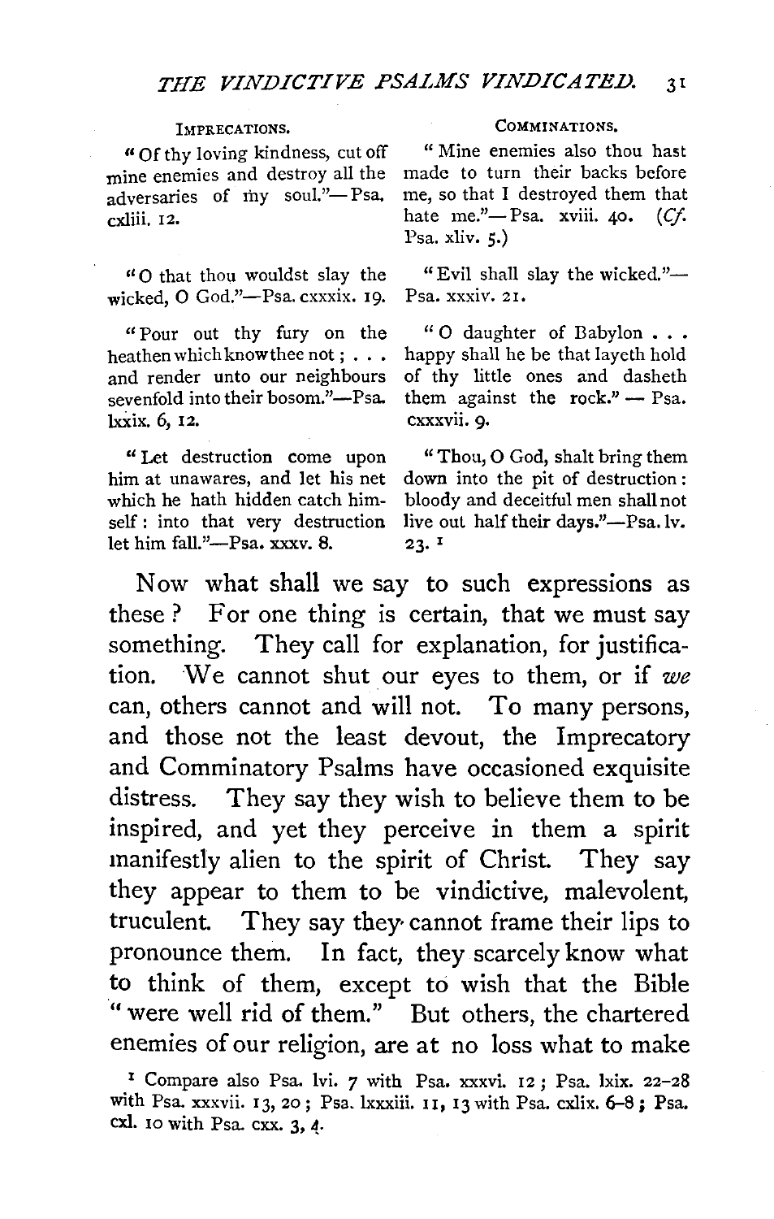| IMPRECATIONS. | COMMINATIONS. |
|---|---|
| "Of thy loving kindness, cut off mine enemies and destroy all the adversaries of my soul."—Psa. cxliii. 12. | "Mine enemies also thou hast made to turn their backs before me, so that I destroyed them that hate me."—Psa. xviii. 40. (*Cf.* Psa. xliv. 5.) |
| "O that thou wouldst slay the wicked, O God."—Psa. cxxxix. 19. | "Evil shall slay the wicked."—Psa. xxxiv. 21. |
| "Pour out thy fury on the heathen which know thee not; . . . and render unto our neighbours sevenfold into their bosom."—Psa. lxxix. 6, 12. | "O daughter of Babylon . . . happy shall he be that layeth hold of thy little ones and dasheth them against the rock." — Psa. cxxxvii. 9. |
| "Let destruction come upon him at unawares, and let his net which he hath hidden catch himself: into that very destruction let him fall."—Psa. xxxv. 8. | "Thou, O God, shalt bring them down into the pit of destruction: bloody and deceitful men shall not live out half their days."—Psa. lv. 23. [1] |

Now what shall we say to such expressions as these? For one thing is certain, that we must say something. They call for explanation, for justification. We cannot shut our eyes to them, or if *we* can, others cannot and will not. To many persons, and those not the least devout, the Imprecatory and Comminatory Psalms have occasioned exquisite distress. They say they wish to believe them to be inspired, and yet they perceive in them a spirit manifestly alien to the spirit of Christ. They say they appear to them to be vindictive, malevolent, truculent. They say they cannot frame their lips to pronounce them. In fact, they scarcely know what to think of them, except to wish that the Bible "were well rid of them." But others, the chartered enemies of our religion, are at no loss what to make

[1] Compare also Psa. lvi. 7 with Psa. xxxvi. 12; Psa. lxix. 22–28 with Psa. xxxvii. 13, 20; Psa. lxxxiii. 11, 13 with Psa. cxlix. 6–8; Psa. cxl. 10 with Psa. cxx. 3, 4.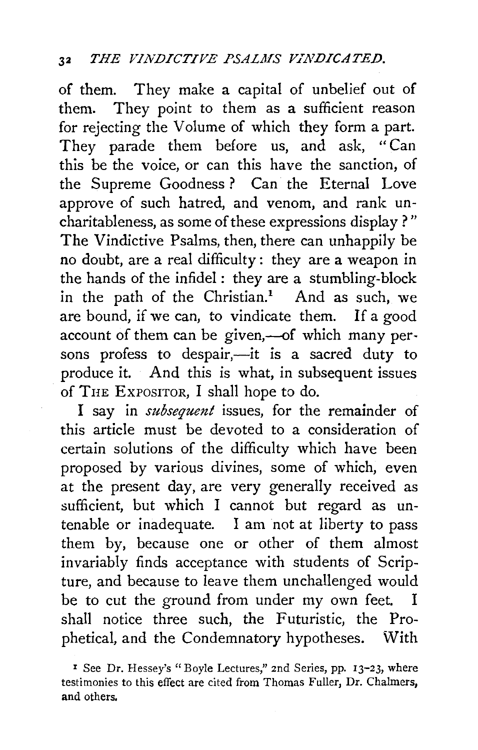of them. They make a capital of unbelief out of them. They point to them as a sufficient reason for rejecting the Volume of which they form a part. They parade them before us, and ask, "Can this be the voice, or can this have the sanction, of the Supreme Goodness? Can the Eternal Love approve of such hatred, and venom, and rank uncharitableness, as some of these expressions display?" The Vindictive Psalms, then, there can unhappily be no doubt, are a real difficulty: they are a weapon in the hands of the infidel: they are a stumbling-block in the path of the Christian.[1] And as such, we are bound, if we can, to vindicate them. If a good account of them can be given,—of which many persons profess to despair,—it is a sacred duty to produce it. And this is what, in subsequent issues of THE EXPOSITOR, I shall hope to do.

I say in *subsequent* issues, for the remainder of this article must be devoted to a consideration of certain solutions of the difficulty which have been proposed by various divines, some of which, even at the present day, are very generally received as sufficient, but which I cannot but regard as untenable or inadequate. I am not at liberty to pass them by, because one or other of them almost invariably finds acceptance with students of Scripture, and because to leave them unchallenged would be to cut the ground from under my own feet. I shall notice three such, the Futuristic, the Prophetical, and the Condemnatory hypotheses. With

[1] See Dr. Hessey's "Boyle Lectures," 2nd Series, pp. 13–23, where testimonies to this effect are cited from Thomas Fuller, Dr. Chalmers, and others.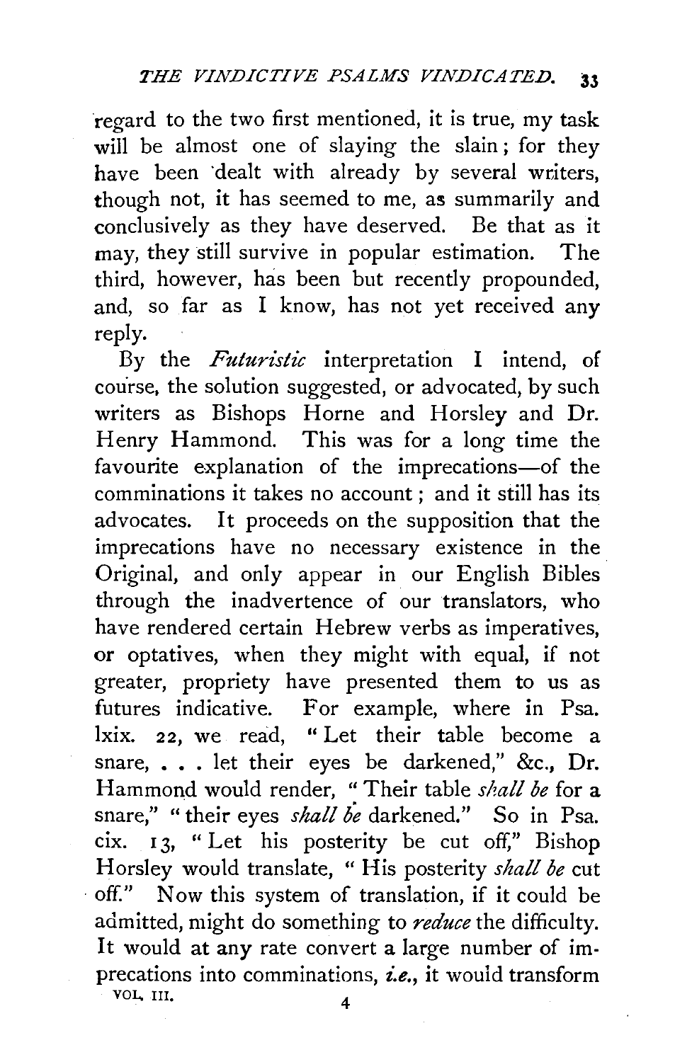regard to the two first mentioned, it is true, my task will be almost one of slaying the slain; for they have been dealt with already by several writers, though not, it has seemed to me, as summarily and conclusively as they have deserved. Be that as it may, they still survive in popular estimation. The third, however, has been but recently propounded, and, so far as I know, has not yet received any reply.

By the *Futuristic* interpretation I intend, of course, the solution suggested, or advocated, by such writers as Bishops Horne and Horsley and Dr. Henry Hammond. This was for a long time the favourite explanation of the imprecations—of the comminations it takes no account; and it still has its advocates. It proceeds on the supposition that the imprecations have no necessary existence in the Original, and only appear in our English Bibles through the inadvertence of our translators, who have rendered certain Hebrew verbs as imperatives, or optatives, when they might with equal, if not greater, propriety have presented them to us as futures indicative. For example, where in Psa. lxix. 22, we read, "Let their table become a snare, . . . let their eyes be darkened," &c., Dr. Hammond would render, "Their table *shall be* for a snare," "their eyes *shall be* darkened." So in Psa. cix. 13, "Let his posterity be cut off," Bishop Horsley would translate, "His posterity *shall be* cut off." Now this system of translation, if it could be admitted, might do something to *reduce* the difficulty. It would at any rate convert a large number of imprecations into comminations, *i.e.*, it would transform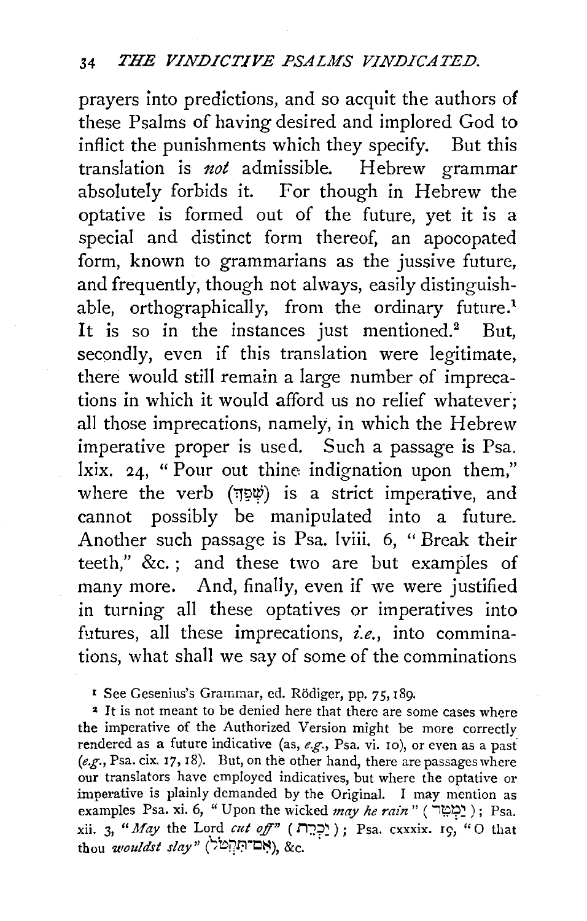prayers into predictions, and so acquit the authors of these Psalms of having desired and implored God to inflict the punishments which they specify. But this translation is *not* admissible. Hebrew grammar absolutely forbids it. For though in Hebrew the optative is formed out of the future, yet it is a special and distinct form thereof, an apocopated form, known to grammarians as the jussive future, and frequently, though not always, easily distinguishable, orthographically, from the ordinary future.[1] It is so in the instances just mentioned.[2] But, secondly, even if this translation were legitimate, there would still remain a large number of imprecations in which it would afford us no relief whatever; all those imprecations, namely, in which the Hebrew imperative proper is used. Such a passage is Psa. lxix. 24, "Pour out thine indignation upon them," where the verb (שְׁפָךְ) is a strict imperative, and cannot possibly be manipulated into a future. Another such passage is Psa. lviii. 6, "Break their teeth," &c.; and these two are but examples of many more. And, finally, even if we were justified in turning all these optatives or imperatives into futures, all these imprecations, *i.e.*, into comminations, what shall we say of some of the comminations

[1] See Gesenius's Grammar, ed. Rödiger, pp. 75, 189.

[2] It is not meant to be denied here that there are some cases where the imperative of the Authorized Version might be more correctly rendered as a future indicative (as, *e.g.*, Psa. vi. 10), or even as a past (*e.g.*, Psa. cix. 17, 18). But, on the other hand, there are passages where our translators have employed indicatives, but where the optative or imperative is plainly demanded by the Original. I may mention as examples Psa. xi. 6, "Upon the wicked *may he rain*" (יַמְטֵר); Psa. xii. 3, "*May* the Lord *cut off*" (יַכְרֵת); Psa. cxxxix. 19, "O that thou *wouldst slay*" (אִם־תִּקְטֹל), &c.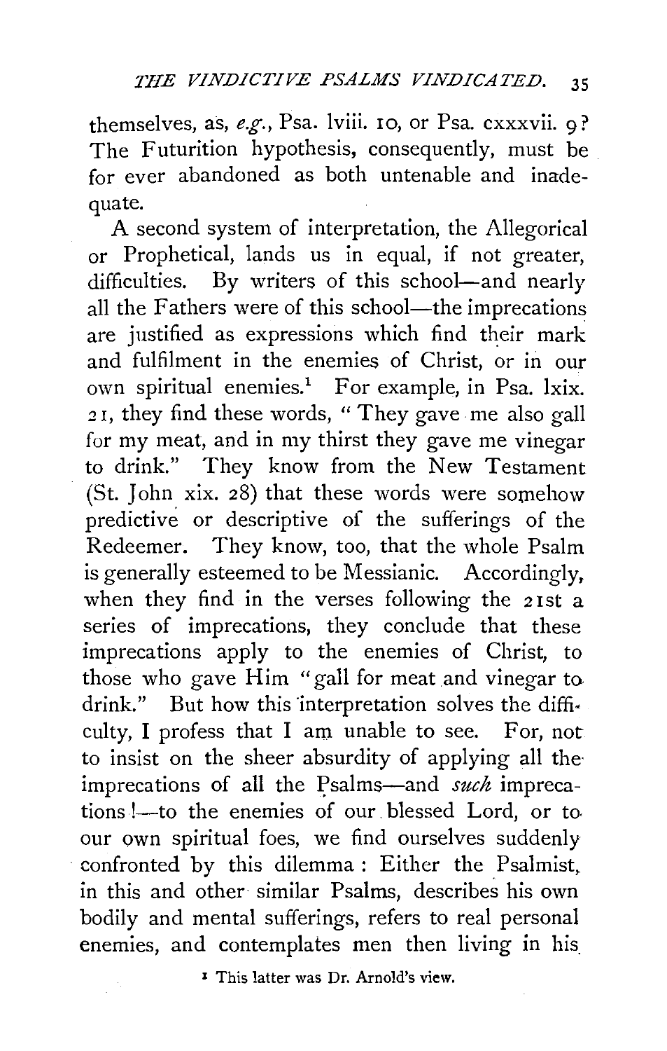themselves, as, *e.g.*, Psa. lviii. 10, or Psa. cxxxvii. 9? The Futurition hypothesis, consequently, must be for ever abandoned as both untenable and inadequate.

A second system of interpretation, the Allegorical or Prophetical, lands us in equal, if not greater, difficulties. By writers of this school—and nearly all the Fathers were of this school—the imprecations are justified as expressions which find their mark and fulfilment in the enemies of Christ, or in our own spiritual enemies.[1] For example, in Psa. lxix. 21, they find these words, "They gave me also gall for my meat, and in my thirst they gave me vinegar to drink." They know from the New Testament (St. John xix. 28) that these words were somehow predictive or descriptive of the sufferings of the Redeemer. They know, too, that the whole Psalm is generally esteemed to be Messianic. Accordingly, when they find in the verses following the 21st a series of imprecations, they conclude that these imprecations apply to the enemies of Christ, to those who gave Him "gall for meat and vinegar to drink." But how this interpretation solves the difficulty, I profess that I am unable to see. For, not to insist on the sheer absurdity of applying all the imprecations of all the Psalms—and *such* imprecations!—to the enemies of our blessed Lord, or to our own spiritual foes, we find ourselves suddenly confronted by this dilemma: Either the Psalmist, in this and other similar Psalms, describes his own bodily and mental sufferings, refers to real personal enemies, and contemplates men then living in his

[1] This latter was Dr. Arnold's view.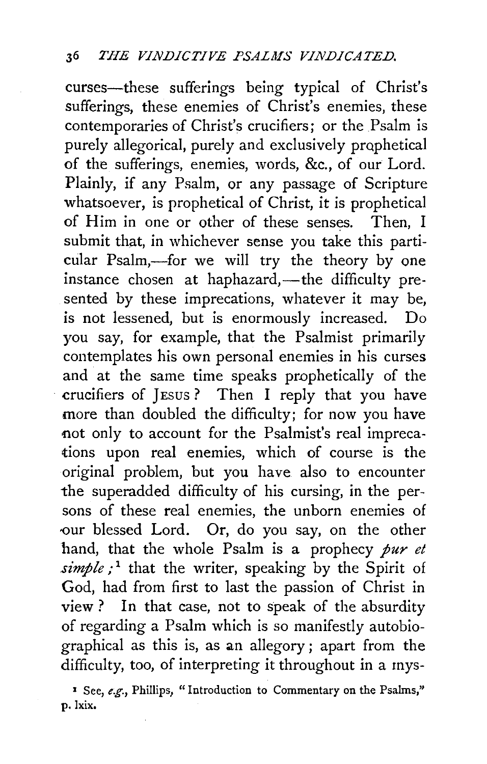curses—these sufferings being typical of Christ's sufferings, these enemies of Christ's enemies, these contemporaries of Christ's crucifiers; or the Psalm is purely allegorical, purely and exclusively prophetical of the sufferings, enemies, words, &c., of our Lord. Plainly, if any Psalm, or any passage of Scripture whatsoever, is prophetical of Christ, it is prophetical of Him in one or other of these senses. Then, I submit that, in whichever sense you take this particular Psalm,—for we will try the theory by one instance chosen at haphazard,—the difficulty presented by these imprecations, whatever it may be, is not lessened, but is enormously increased. Do you say, for example, that the Psalmist primarily contemplates his own personal enemies in his curses and at the same time speaks prophetically of the crucifiers of JESUS? Then I reply that you have more than doubled the difficulty; for now you have not only to account for the Psalmist's real imprecations upon real enemies, which of course is the original problem, but you have also to encounter the superadded difficulty of his cursing, in the persons of these real enemies, the unborn enemies of our blessed Lord. Or, do you say, on the other hand, that the whole Psalm is a prophecy *pur et simple*;[1] that the writer, speaking by the Spirit of God, had from first to last the passion of Christ in view? In that case, not to speak of the absurdity of regarding a Psalm which is so manifestly autobiographical as this is, as an allegory; apart from the difficulty, too, of interpreting it throughout in a mys-

[1] See, *e.g.*, Phillips, "Introduction to Commentary on the Psalms," p. lxix.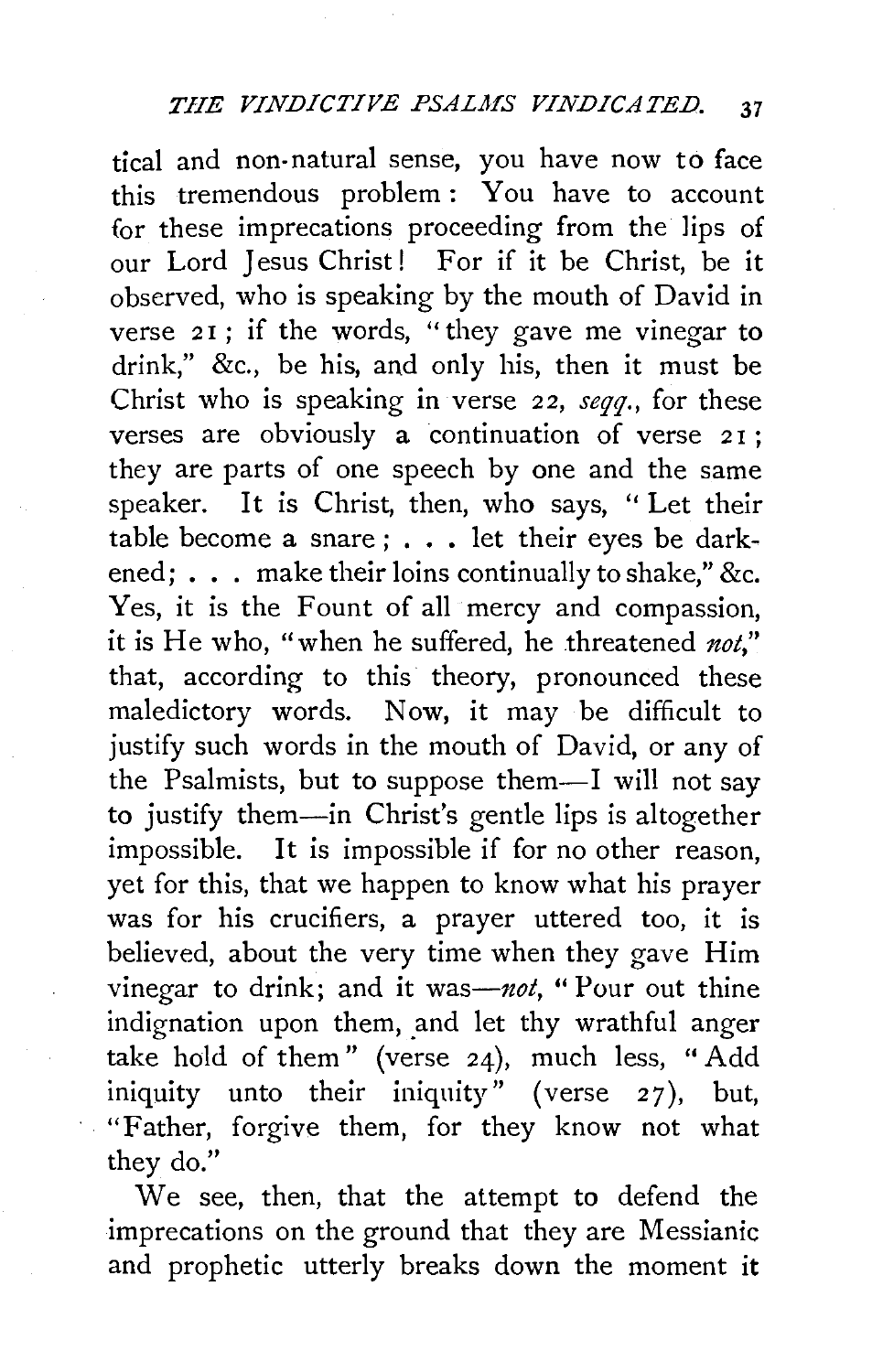tical and non-natural sense, you have now to face this tremendous problem: You have to account for these imprecations proceeding from the lips of our Lord Jesus Christ! For if it be Christ, be it observed, who is speaking by the mouth of David in verse 21; if the words, "they gave me vinegar to drink," &c., be his, and only his, then it must be Christ who is speaking in verse 22, *seqq.*, for these verses are obviously a continuation of verse 21; they are parts of one speech by one and the same speaker. It is Christ, then, who says, "Let their table become a snare; . . . let their eyes be darkened; . . . make their loins continually to shake," &c. Yes, it is the Fount of all mercy and compassion, it is He who, "when he suffered, he threatened *not*," that, according to this theory, pronounced these maledictory words. Now, it may be difficult to justify such words in the mouth of David, or any of the Psalmists, but to suppose them—I will not say to justify them—in Christ's gentle lips is altogether impossible. It is impossible if for no other reason, yet for this, that we happen to know what his prayer was for his crucifiers, a prayer uttered too, it is believed, about the very time when they gave Him vinegar to drink; and it was—*not*, "Pour out thine indignation upon them, and let thy wrathful anger take hold of them" (verse 24), much less, "Add iniquity unto their iniquity" (verse 27), but, "Father, forgive them, for they know not what they do."

We see, then, that the attempt to defend the imprecations on the ground that they are Messianic and prophetic utterly breaks down the moment it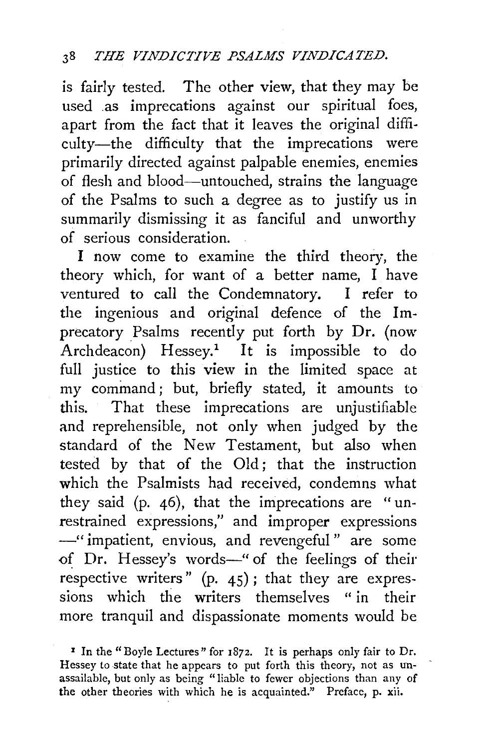is fairly tested. The other view, that they may be used as imprecations against our spiritual foes, apart from the fact that it leaves the original difficulty—the difficulty that the imprecations were primarily directed against palpable enemies, enemies of flesh and blood—untouched, strains the language of the Psalms to such a degree as to justify us in summarily dismissing it as fanciful and unworthy of serious consideration.

I now come to examine the third theory, the theory which, for want of a better name, I have ventured to call the Condemnatory. I refer to the ingenious and original defence of the Imprecatory Psalms recently put forth by Dr. (now Archdeacon) Hessey.[1] It is impossible to do full justice to this view in the limited space at my command; but, briefly stated, it amounts to this. That these imprecations are unjustifiable and reprehensible, not only when judged by the standard of the New Testament, but also when tested by that of the Old; that the instruction which the Psalmists had received, condemns what they said (p. 46), that the imprecations are "unrestrained expressions," and improper expressions —"impatient, envious, and revengeful" are some of Dr. Hessey's words—"of the feelings of their respective writers" (p. 45); that they are expressions which the writers themselves "in their more tranquil and dispassionate moments would be

[1] In the "Boyle Lectures" for 1872. It is perhaps only fair to Dr. Hessey to state that he appears to put forth this theory, not as unassailable, but only as being "liable to fewer objections than any of the other theories with which he is acquainted." Preface, p. xii.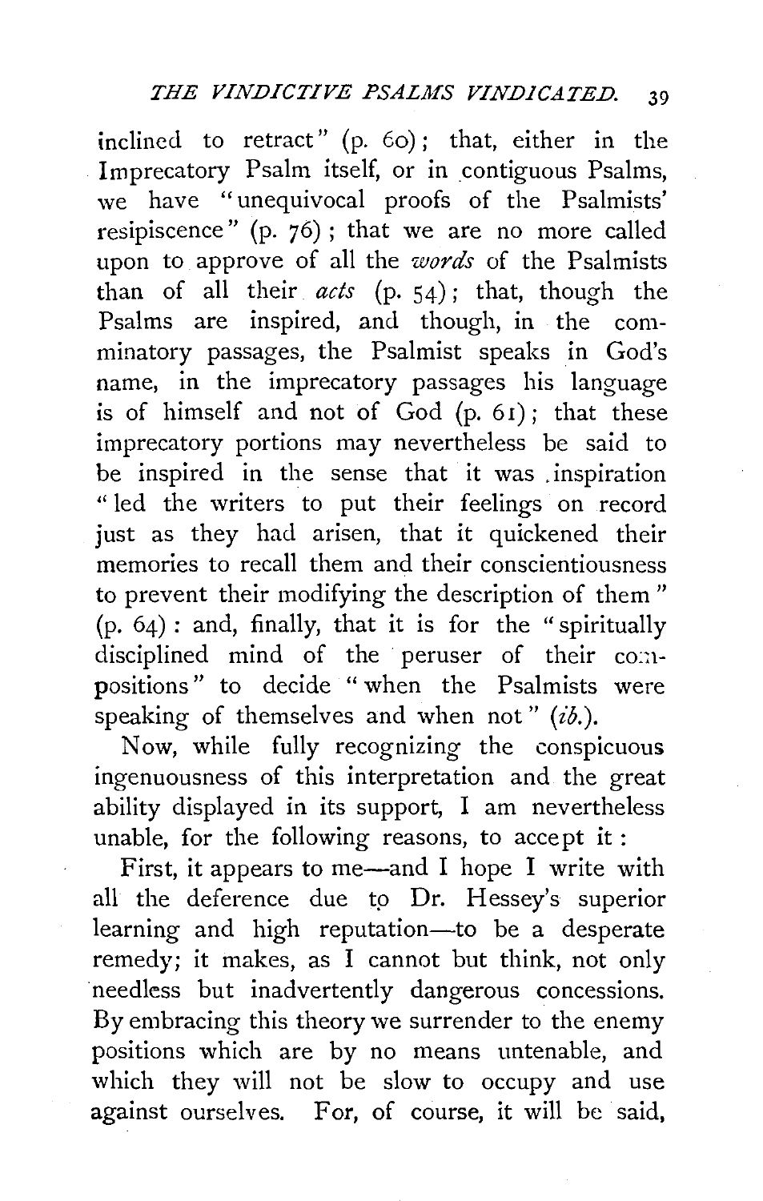inclined to retract" (p. 60); that, either in the Imprecatory Psalm itself, or in contiguous Psalms, we have "unequivocal proofs of the Psalmists' resipiscence" (p. 76); that we are no more called upon to approve of all the *words* of the Psalmists than of all their *acts* (p. 54); that, though the Psalms are inspired, and though, in the comminatory passages, the Psalmist speaks in God's name, in the imprecatory passages his language is of himself and not of God (p. 61); that these imprecatory portions may nevertheless be said to be inspired in the sense that it was inspiration "led the writers to put their feelings on record just as they had arisen, that it quickened their memories to recall them and their conscientiousness to prevent their modifying the description of them" (p. 64): and, finally, that it is for the "spiritually disciplined mind of the peruser of their compositions" to decide "when the Psalmists were speaking of themselves and when not" (*ib.*).

Now, while fully recognizing the conspicuous ingenuousness of this interpretation and the great ability displayed in its support, I am nevertheless unable, for the following reasons, to accept it:

First, it appears to me—and I hope I write with all the deference due to Dr. Hessey's superior learning and high reputation—to be a desperate remedy; it makes, as I cannot but think, not only needless but inadvertently dangerous concessions. By embracing this theory we surrender to the enemy positions which are by no means untenable, and which they will not be slow to occupy and use against ourselves. For, of course, it will be said,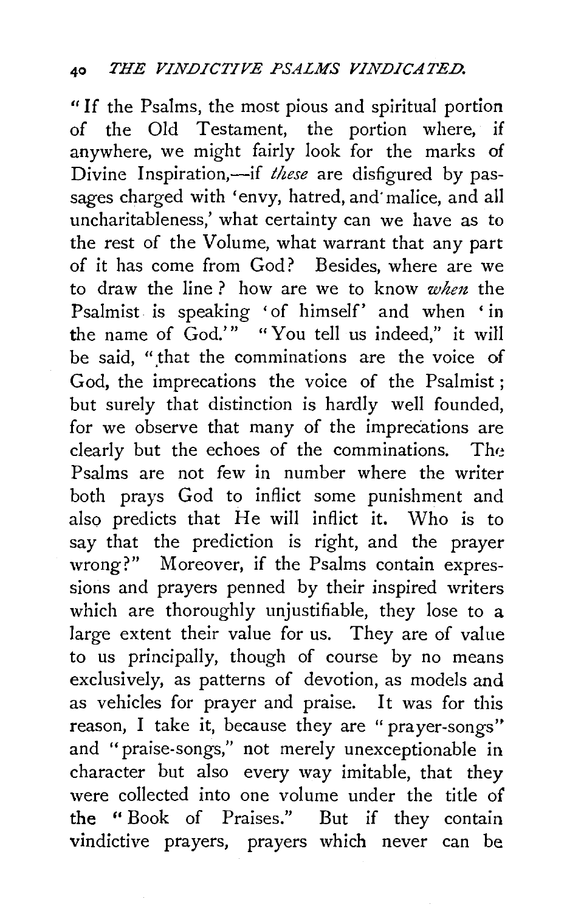"If the Psalms, the most pious and spiritual portion of the Old Testament, the portion where, if anywhere, we might fairly look for the marks of Divine Inspiration,—if *these* are disfigured by passages charged with 'envy, hatred, and malice, and all uncharitableness,' what certainty can we have as to the rest of the Volume, what warrant that any part of it has come from God? Besides, where are we to draw the line? how are we to know *when* the Psalmist is speaking 'of himself' and when 'in the name of God.'" "You tell us indeed," it will be said, "that the comminations are the voice of God, the imprecations the voice of the Psalmist; but surely that distinction is hardly well founded, for we observe that many of the imprecations are clearly but the echoes of the comminations. The Psalms are not few in number where the writer both prays God to inflict some punishment and also predicts that He will inflict it. Who is to say that the prediction is right, and the prayer wrong?" Moreover, if the Psalms contain expressions and prayers penned by their inspired writers which are thoroughly unjustifiable, they lose to a large extent their value for us. They are of value to us principally, though of course by no means exclusively, as patterns of devotion, as models and as vehicles for prayer and praise. It was for this reason, I take it, because they are "prayer-songs" and "praise-songs," not merely unexceptionable in character but also every way imitable, that they were collected into one volume under the title of the "Book of Praises." But if they contain vindictive prayers, prayers which never can be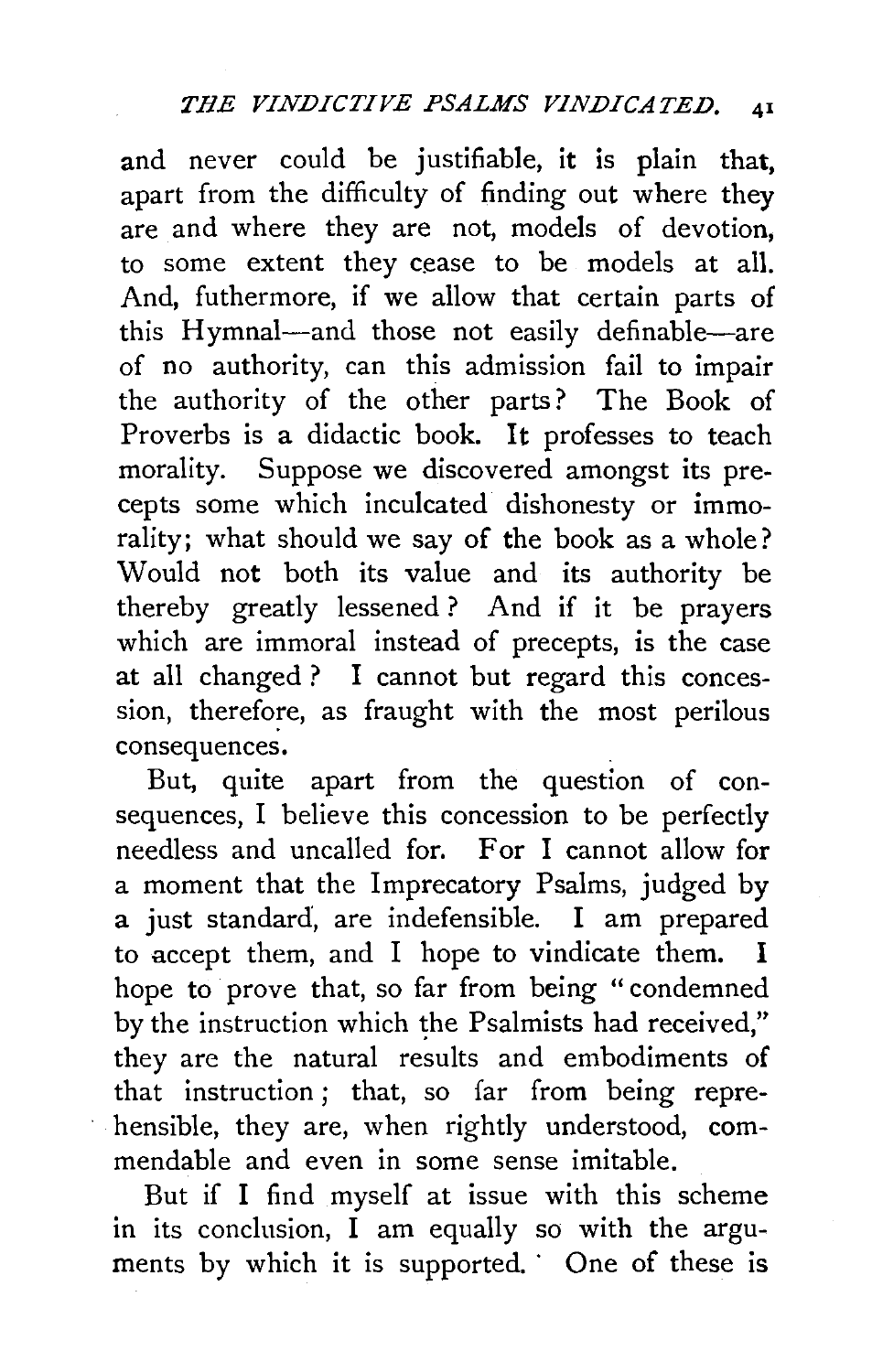and never could be justifiable, it is plain that, apart from the difficulty of finding out where they are and where they are not, models of devotion, to some extent they cease to be models at all. And, futhermore, if we allow that certain parts of this Hymnal—and those not easily definable—are of no authority, can this admission fail to impair the authority of the other parts? The Book of Proverbs is a didactic book. It professes to teach morality. Suppose we discovered amongst its precepts some which inculcated dishonesty or immorality; what should we say of the book as a whole? Would not both its value and its authority be thereby greatly lessened? And if it be prayers which are immoral instead of precepts, is the case at all changed? I cannot but regard this concession, therefore, as fraught with the most perilous consequences.

But, quite apart from the question of consequences, I believe this concession to be perfectly needless and uncalled for. For I cannot allow for a moment that the Imprecatory Psalms, judged by a just standard, are indefensible. I am prepared to accept them, and I hope to vindicate them. I hope to prove that, so far from being "condemned by the instruction which the Psalmists had received," they are the natural results and embodiments of that instruction; that, so far from being reprehensible, they are, when rightly understood, commendable and even in some sense imitable.

But if I find myself at issue with this scheme in its conclusion, I am equally so with the arguments by which it is supported. One of these is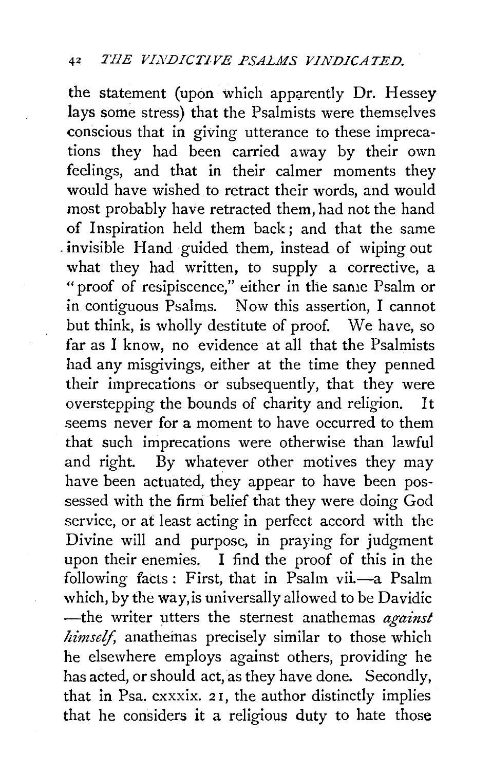the statement (upon which apparently Dr. Hessey lays some stress) that the Psalmists were themselves conscious that in giving utterance to these imprecations they had been carried away by their own feelings, and that in their calmer moments they would have wished to retract their words, and would most probably have retracted them, had not the hand of Inspiration held them back; and that the same invisible Hand guided them, instead of wiping out what they had written, to supply a corrective, a "proof of resipiscence," either in the same Psalm or in contiguous Psalms. Now this assertion, I cannot but think, is wholly destitute of proof. We have, so far as I know, no evidence at all that the Psalmists had any misgivings, either at the time they penned their imprecations or subsequently, that they were overstepping the bounds of charity and religion. It seems never for a moment to have occurred to them that such imprecations were otherwise than lawful and right. By whatever other motives they may have been actuated, they appear to have been possessed with the firm belief that they were doing God service, or at least acting in perfect accord with the Divine will and purpose, in praying for judgment upon their enemies. I find the proof of this in the following facts: First, that in Psalm vii.—a Psalm which, by the way, is universally allowed to be Davidic—the writer utters the sternest anathemas *against himself*, anathemas precisely similar to those which he elsewhere employs against others, providing he has acted, or should act, as they have done. Secondly, that in Psa. cxxxix. 21, the author distinctly implies that he considers it a religious duty to hate those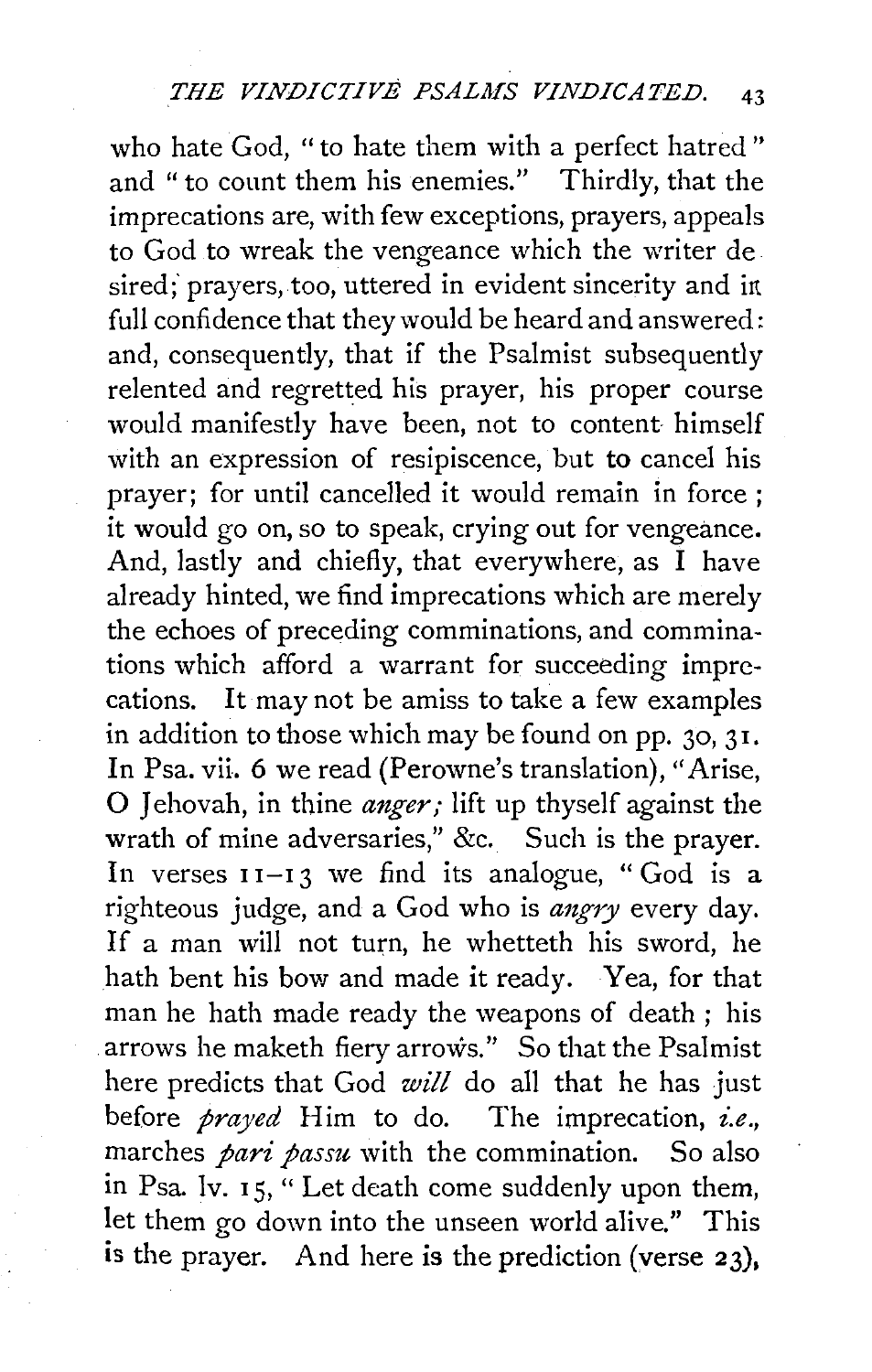who hate God, "to hate them with a perfect hatred" and "to count them his enemies." Thirdly, that the imprecations are, with few exceptions, prayers, appeals to God to wreak the vengeance which the writer desired; prayers, too, uttered in evident sincerity and in full confidence that they would be heard and answered: and, consequently, that if the Psalmist subsequently relented and regretted his prayer, his proper course would manifestly have been, not to content himself with an expression of resipiscence, but to cancel his prayer; for until cancelled it would remain in force; it would go on, so to speak, crying out for vengeance. And, lastly and chiefly, that everywhere, as I have already hinted, we find imprecations which are merely the echoes of preceding comminations, and comminations which afford a warrant for succeeding imprecations. It may not be amiss to take a few examples in addition to those which may be found on pp. 30, 31. In Psa. vii. 6 we read (Perowne's translation), "Arise, O Jehovah, in thine *anger;* lift up thyself against the wrath of mine adversaries," &c. Such is the prayer. In verses 11–13 we find its analogue, "God is a righteous judge, and a God who is *angry* every day. If a man will not turn, he whetteth his sword, he hath bent his bow and made it ready. Yea, for that man he hath made ready the weapons of death; his arrows he maketh fiery arrows." So that the Psalmist here predicts that God *will* do all that he has just before *prayed* Him to do. The imprecation, *i.e.*, marches *pari passu* with the commination. So also in Psa. lv. 15, "Let death come suddenly upon them, let them go down into the unseen world alive." This is the prayer. And here is the prediction (verse 23),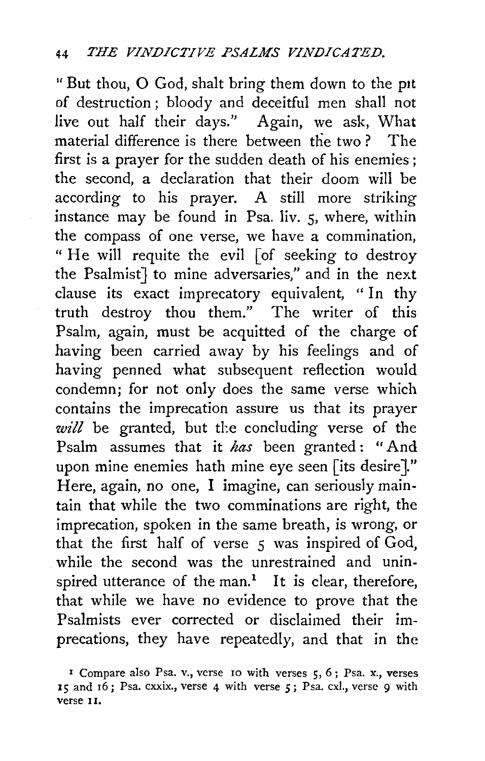"But thou, O God, shalt bring them down to the pit of destruction; bloody and deceitful men shall not live out half their days." Again, we ask, What material difference is there between the two? The first is a prayer for the sudden death of his enemies; the second, a declaration that their doom will be according to his prayer. A still more striking instance may be found in Psa. liv. 5, where, within the compass of one verse, we have a commination, "He will requite the evil [of seeking to destroy the Psalmist] to mine adversaries," and in the next clause its exact imprecatory equivalent, "In thy truth destroy thou them." The writer of this Psalm, again, must be acquitted of the charge of having been carried away by his feelings and of having penned what subsequent reflection would condemn; for not only does the same verse which contains the imprecation assure us that its prayer *will* be granted, but the concluding verse of the Psalm assumes that it *has* been granted: "And upon mine enemies hath mine eye seen [its desire]." Here, again, no one, I imagine, can seriously maintain that while the two comminations are right, the imprecation, spoken in the same breath, is wrong, or that the first half of verse 5 was inspired of God, while the second was the unrestrained and uninspired utterance of the man.[1] It is clear, therefore, that while we have no evidence to prove that the Psalmists ever corrected or disclaimed their imprecations, they have repeatedly, and that in the

[1] Compare also Psa. v., verse 10 with verses 5, 6; Psa. x., verses 15 and 16; Psa. cxxix., verse 4 with verse 5; Psa. cxl., verse 9 with verse 11.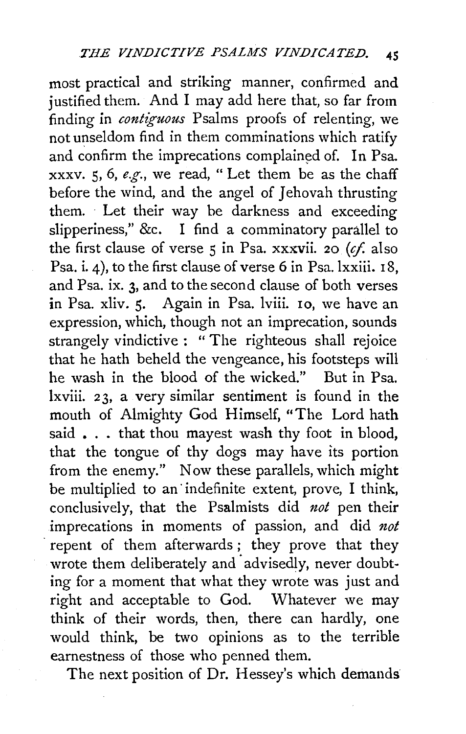most practical and striking manner, confirmed and justified them. And I may add here that, so far from finding in *contiguous* Psalms proofs of relenting, we not unseldom find in them comminations which ratify and confirm the imprecations complained of. In Psa. xxxv. 5, 6, *e.g.*, we read, "Let them be as the chaff before the wind, and the angel of Jehovah thrusting them. Let their way be darkness and exceeding slipperiness," &c. I find a comminatory parallel to the first clause of verse 5 in Psa. xxxvii. 20 (*cf.* also Psa. i. 4), to the first clause of verse 6 in Psa. lxxiii. 18, and Psa. ix. 3, and to the second clause of both verses in Psa. xliv. 5. Again in Psa. lviii. 10, we have an expression, which, though not an imprecation, sounds strangely vindictive: "The righteous shall rejoice that he hath beheld the vengeance, his footsteps will he wash in the blood of the wicked." But in Psa. lxviii. 23, a very similar sentiment is found in the mouth of Almighty God Himself, "The Lord hath said . . . that thou mayest wash thy foot in blood, that the tongue of thy dogs may have its portion from the enemy." Now these parallels, which might be multiplied to an indefinite extent, prove, I think, conclusively, that the Psalmists did *not* pen their imprecations in moments of passion, and did *not* repent of them afterwards; they prove that they wrote them deliberately and advisedly, never doubting for a moment that what they wrote was just and right and acceptable to God. Whatever we may think of their words, then, there can hardly, one would think, be two opinions as to the terrible earnestness of those who penned them.

The next position of Dr. Hessey's which demands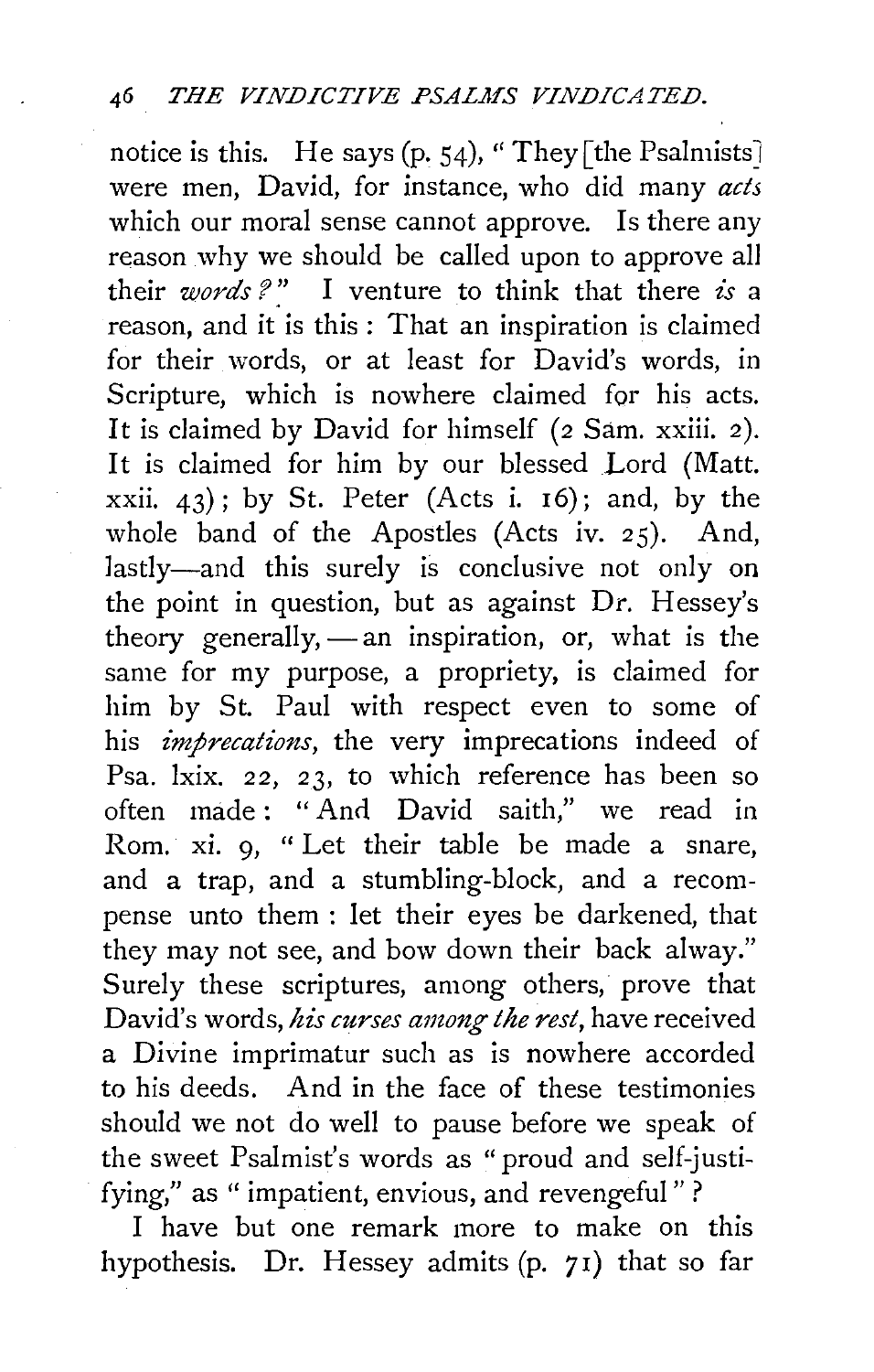notice is this. He says (p. 54), "They [the Psalmists] were men, David, for instance, who did many *acts* which our moral sense cannot approve. Is there any reason why we should be called upon to approve all their *words?*" I venture to think that there *is* a reason, and it is this: That an inspiration is claimed for their words, or at least for David's words, in Scripture, which is nowhere claimed for his acts. It is claimed by David for himself (2 Sam. xxiii. 2). It is claimed for him by our blessed Lord (Matt. xxii. 43); by St. Peter (Acts i. 16); and, by the whole band of the Apostles (Acts iv. 25). And, lastly—and this surely is conclusive not only on the point in question, but as against Dr. Hessey's theory generally,—an inspiration, or, what is the same for my purpose, a propriety, is claimed for him by St. Paul with respect even to some of his *imprecations*, the very imprecations indeed of Psa. lxix. 22, 23, to which reference has been so often made: "And David saith," we read in Rom. xi. 9, "Let their table be made a snare, and a trap, and a stumbling-block, and a recompense unto them: let their eyes be darkened, that they may not see, and bow down their back alway." Surely these scriptures, among others, prove that David's words, *his curses among the rest*, have received a Divine imprimatur such as is nowhere accorded to his deeds. And in the face of these testimonies should we not do well to pause before we speak of the sweet Psalmist's words as "proud and self-justifying," as "impatient, envious, and revengeful"?

I have but one remark more to make on this hypothesis. Dr. Hessey admits (p. 71) that so far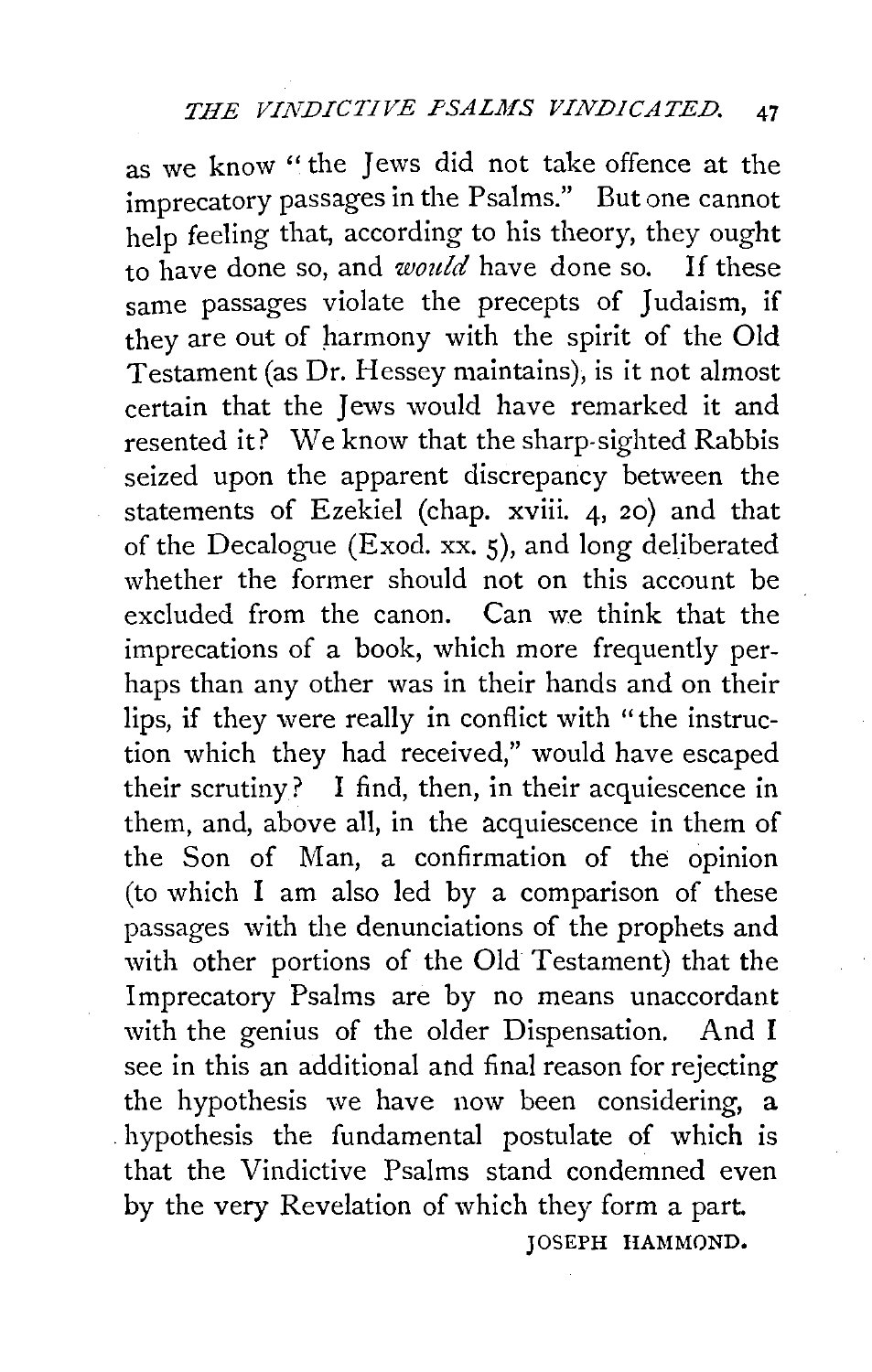as we know "the Jews did not take offence at the imprecatory passages in the Psalms." But one cannot help feeling that, according to his theory, they ought to have done so, and *would* have done so. If these same passages violate the precepts of Judaism, if they are out of harmony with the spirit of the Old Testament (as Dr. Hessey maintains), is it not almost certain that the Jews would have remarked it and resented it? We know that the sharp-sighted Rabbis seized upon the apparent discrepancy between the statements of Ezekiel (chap. xviii. 4, 20) and that of the Decalogue (Exod. xx. 5), and long deliberated whether the former should not on this account be excluded from the canon. Can we think that the imprecations of a book, which more frequently perhaps than any other was in their hands and on their lips, if they were really in conflict with "the instruction which they had received," would have escaped their scrutiny? I find, then, in their acquiescence in them, and, above all, in the acquiescence in them of the Son of Man, a confirmation of the opinion (to which I am also led by a comparison of these passages with the denunciations of the prophets and with other portions of the Old Testament) that the Imprecatory Psalms are by no means unaccordant with the genius of the older Dispensation. And I see in this an additional and final reason for rejecting the hypothesis we have now been considering, a hypothesis the fundamental postulate of which is that the Vindictive Psalms stand condemned even by the very Revelation of which they form a part.

JOSEPH HAMMOND.